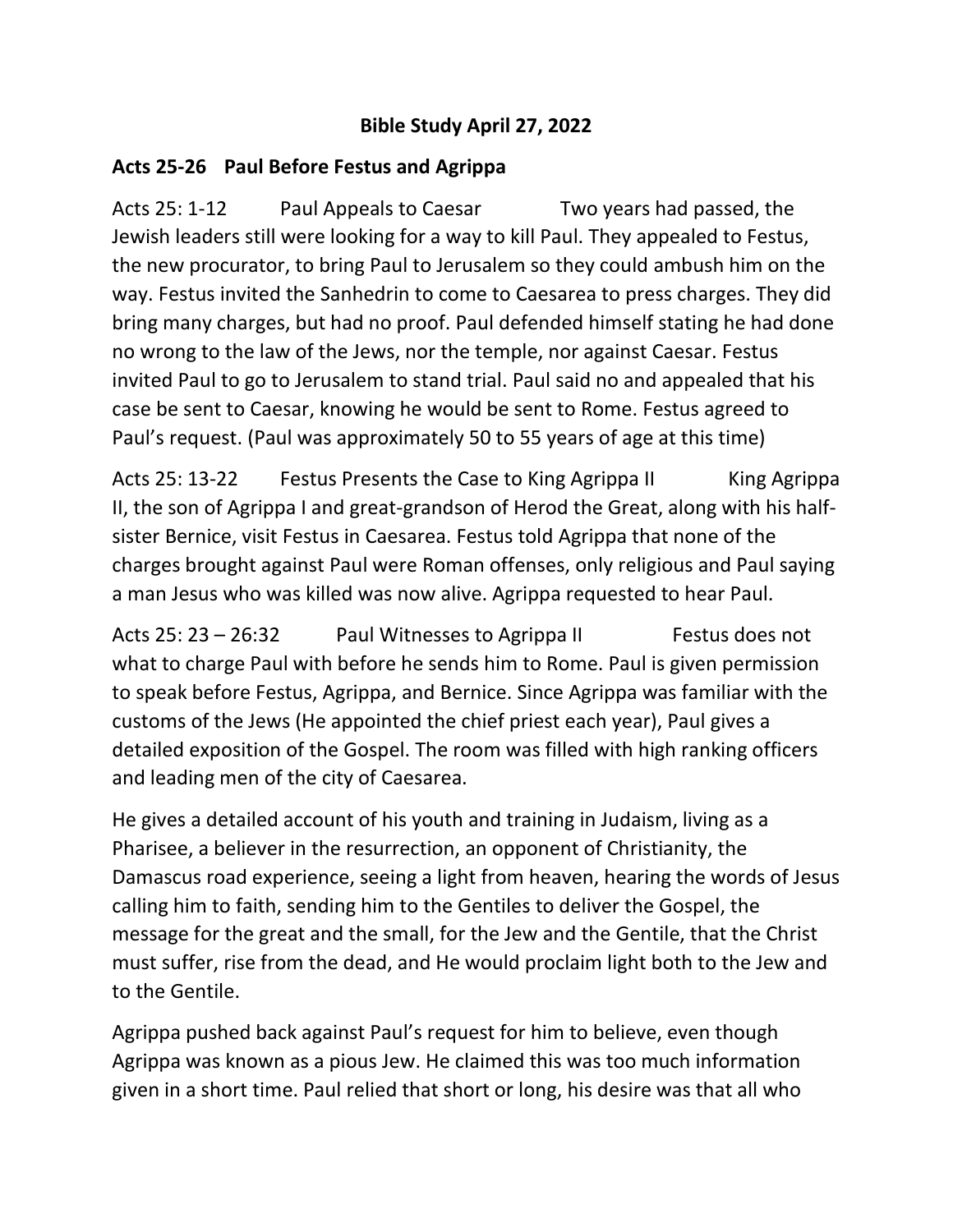**Bible Study April 27, 2022**

**Acts 25-26 Paul Before Festus and Agrippa**

Acts 25: 1-12 Paul Appeals to Caesar Two years had passed, the Jewish leaders still were looking for a way to kill Paul. They appealed to Festus, the new procurator, to bring Paul to Jerusalem so they could ambush him on the way. Festus invited the Sanhedrin to come to Caesarea to press charges. They did bring many charges, but had no proof. Paul defended himself stating he had done no wrong to the law of the Jews, nor the temple, nor against Caesar. Festus invited Paul to go to Jerusalem to stand trial. Paul said no and appealed that his case be sent to Caesar, knowing he would be sent to Rome. Festus agreed to Paul's request. (Paul was approximately 50 to 55 years of age at this time)

Acts 25: 13-22 Festus Presents the Case to King Agrippa II King Agrippa II, the son of Agrippa I and great-grandson of Herod the Great, along with his half-sister Bernice, visit Festus in Caesarea. Festus told Agrippa that none of the charges brought against Paul were Roman offenses, only religious and Paul saying a man Jesus who was killed was now alive. Agrippa requested to hear Paul.

Acts 25: 23 – 26:32 Paul Witnesses to Agrippa II Festus does not what to charge Paul with before he sends him to Rome. Paul is given permission to speak before Festus, Agrippa, and Bernice. Since Agrippa was familiar with the customs of the Jews (He appointed the chief priest each year), Paul gives a detailed exposition of the Gospel. The room was filled with high ranking officers and leading men of the city of Caesarea.

He gives a detailed account of his youth and training in Judaism, living as a Pharisee, a believer in the resurrection, an opponent of Christianity, the Damascus road experience, seeing a light from heaven, hearing the words of Jesus calling him to faith, sending him to the Gentiles to deliver the Gospel, the message for the great and the small, for the Jew and the Gentile, that the Christ must suffer, rise from the dead, and He would proclaim light both to the Jew and to the Gentile.

Agrippa pushed back against Paul's request for him to believe, even though Agrippa was known as a pious Jew. He claimed this was too much information given in a short time. Paul relied that short or long, his desire was that all who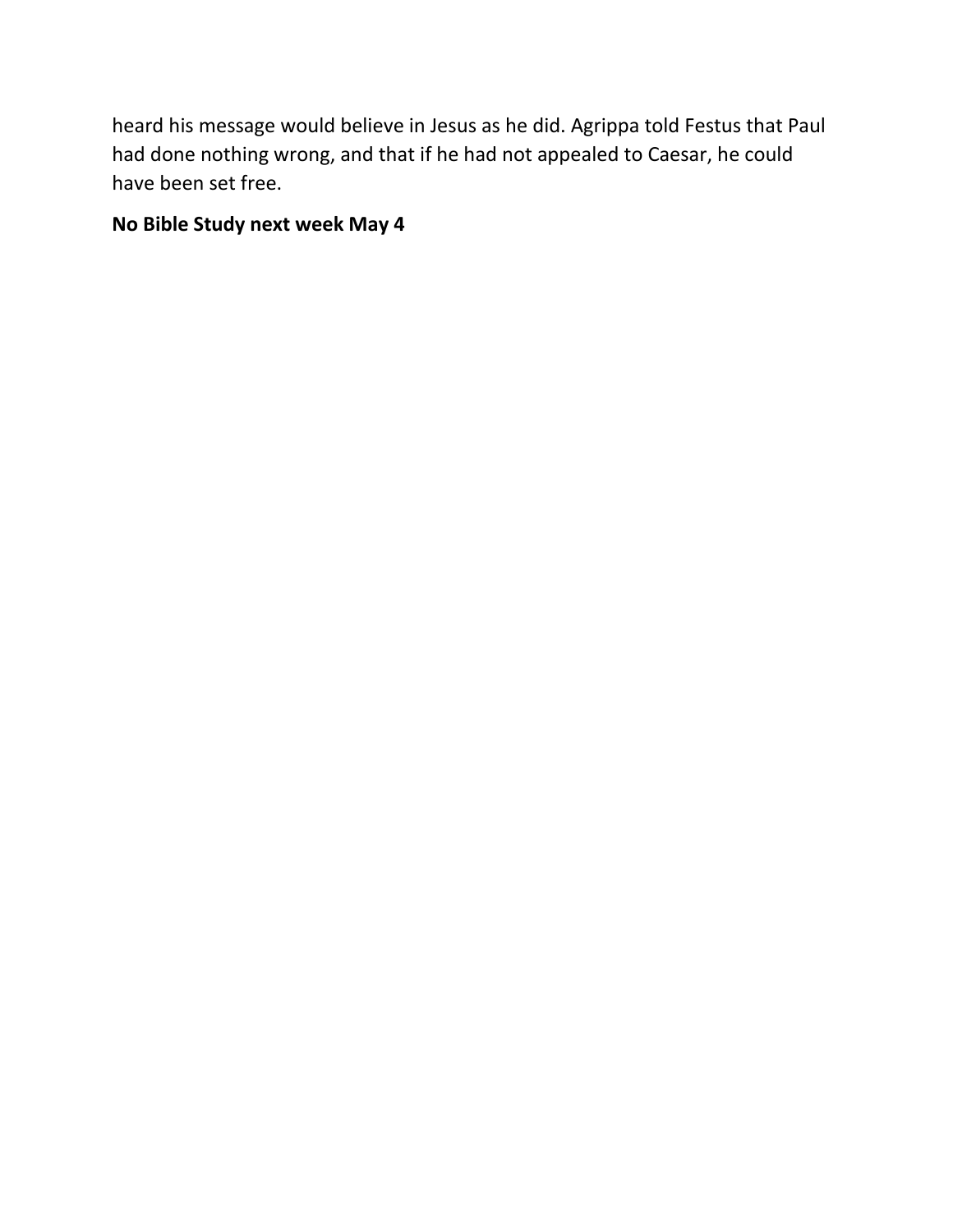heard his message would believe in Jesus as he did. Agrippa told Festus that Paul had done nothing wrong, and that if he had not appealed to Caesar, he could have been set free.

**No Bible Study next week May 4**